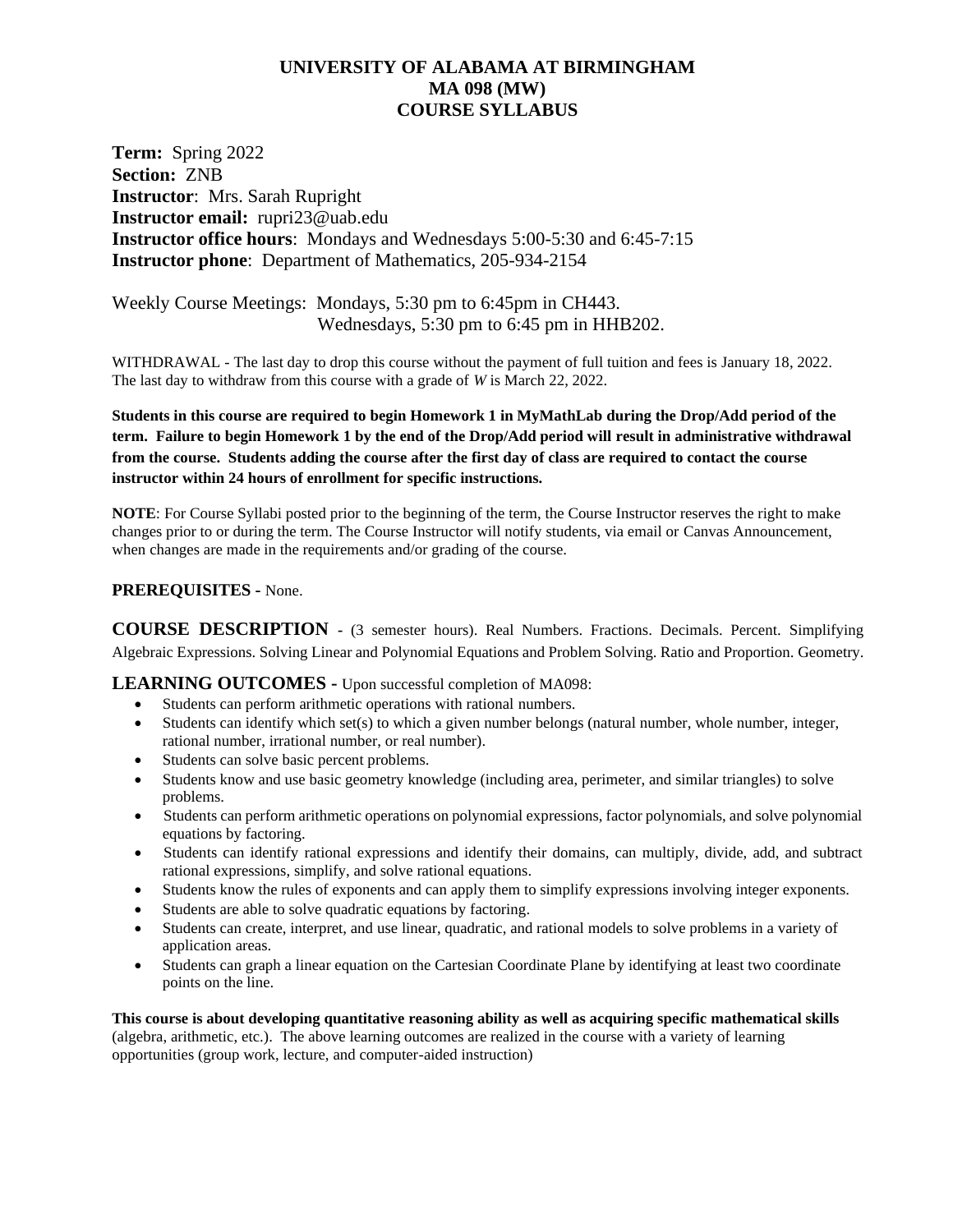# UNIVERSITY OF ALABAMA AT BIRMINGHAM
# MA 098 (MW)
# COURSE SYLLABUS

**Term:** Spring 2022
**Section:** ZNB
**Instructor**: Mrs. Sarah Rupright
**Instructor email:** rupri23@uab.edu
**Instructor office hours**: Mondays and Wednesdays 5:00-5:30 and 6:45-7:15
**Instructor phone**: Department of Mathematics, 205-934-2154

Weekly Course Meetings: Mondays, 5:30 pm to 6:45pm in CH443.
Wednesdays, 5:30 pm to 6:45 pm in HHB202.

WITHDRAWAL - The last day to drop this course without the payment of full tuition and fees is January 18, 2022. The last day to withdraw from this course with a grade of *W* is March 22, 2022.

**Students in this course are required to begin Homework 1 in MyMathLab during the Drop/Add period of the term. Failure to begin Homework 1 by the end of the Drop/Add period will result in administrative withdrawal from the course. Students adding the course after the first day of class are required to contact the course instructor within 24 hours of enrollment for specific instructions.**

**NOTE**: For Course Syllabi posted prior to the beginning of the term, the Course Instructor reserves the right to make changes prior to or during the term. The Course Instructor will notify students, via email or Canvas Announcement, when changes are made in the requirements and/or grading of the course.

**PREREQUISITES -** None.

**COURSE DESCRIPTION** - (3 semester hours). Real Numbers. Fractions. Decimals. Percent. Simplifying Algebraic Expressions. Solving Linear and Polynomial Equations and Problem Solving. Ratio and Proportion. Geometry.

**LEARNING OUTCOMES -** Upon successful completion of MA098:

- Students can perform arithmetic operations with rational numbers.
- Students can identify which set(s) to which a given number belongs (natural number, whole number, integer, rational number, irrational number, or real number).
- Students can solve basic percent problems.
- Students know and use basic geometry knowledge (including area, perimeter, and similar triangles) to solve problems.
- Students can perform arithmetic operations on polynomial expressions, factor polynomials, and solve polynomial equations by factoring.
- Students can identify rational expressions and identify their domains, can multiply, divide, add, and subtract rational expressions, simplify, and solve rational equations.
- Students know the rules of exponents and can apply them to simplify expressions involving integer exponents.
- Students are able to solve quadratic equations by factoring.
- Students can create, interpret, and use linear, quadratic, and rational models to solve problems in a variety of application areas.
- Students can graph a linear equation on the Cartesian Coordinate Plane by identifying at least two coordinate points on the line.

**This course is about developing quantitative reasoning ability as well as acquiring specific mathematical skills** (algebra, arithmetic, etc.). The above learning outcomes are realized in the course with a variety of learning opportunities (group work, lecture, and computer-aided instruction)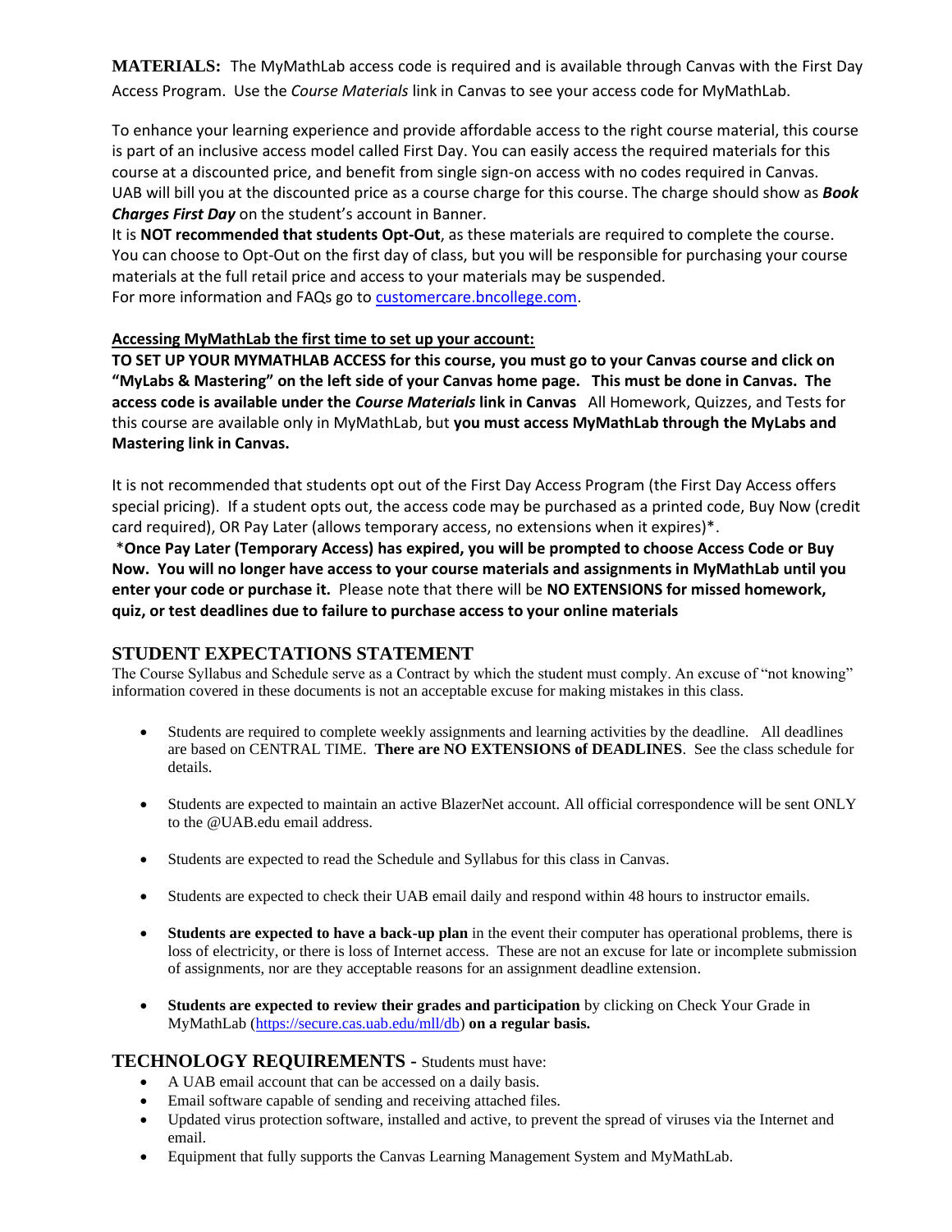**MATERIALS:** The MyMathLab access code is required and is available through Canvas with the First Day Access Program. Use the *Course Materials* link in Canvas to see your access code for MyMathLab.

To enhance your learning experience and provide affordable access to the right course material, this course is part of an inclusive access model called First Day. You can easily access the required materials for this course at a discounted price, and benefit from single sign-on access with no codes required in Canvas. UAB will bill you at the discounted price as a course charge for this course. The charge should show as ***Book Charges First Day*** on the student's account in Banner.
It is **NOT recommended that students Opt-Out**, as these materials are required to complete the course. You can choose to Opt-Out on the first day of class, but you will be responsible for purchasing your course materials at the full retail price and access to your materials may be suspended.
For more information and FAQs go to [customercare.bncollege.com](customercare.bncollege.com).

**Accessing MyMathLab the first time to set up your account:**

**TO SET UP YOUR MYMATHLAB ACCESS for this course, you must go to your Canvas course and click on "MyLabs & Mastering" on the left side of your Canvas home page. This must be done in Canvas. The access code is available under the *Course Materials* link in Canvas** All Homework, Quizzes, and Tests for this course are available only in MyMathLab, but **you must access MyMathLab through the MyLabs and Mastering link in Canvas.**

It is not recommended that students opt out of the First Day Access Program (the First Day Access offers special pricing). If a student opts out, the access code may be purchased as a printed code, Buy Now (credit card required), OR Pay Later (allows temporary access, no extensions when it expires)*.
*__Once Pay Later (Temporary Access) has expired, you will be prompted to choose Access Code or Buy Now. You will no longer have access to your course materials and assignments in MyMathLab until you enter your code or purchase it.__ Please note that there will be **NO EXTENSIONS for missed homework, quiz, or test deadlines due to failure to purchase access to your online materials**

## STUDENT EXPECTATIONS STATEMENT

The Course Syllabus and Schedule serve as a Contract by which the student must comply. An excuse of "not knowing" information covered in these documents is not an acceptable excuse for making mistakes in this class.

- Students are required to complete weekly assignments and learning activities by the deadline. All deadlines are based on CENTRAL TIME. **There are NO EXTENSIONS of DEADLINES**. See the class schedule for details.
- Students are expected to maintain an active BlazerNet account. All official correspondence will be sent ONLY to the @UAB.edu email address.
- Students are expected to read the Schedule and Syllabus for this class in Canvas.
- Students are expected to check their UAB email daily and respond within 48 hours to instructor emails.
- **Students are expected to have a back-up plan** in the event their computer has operational problems, there is loss of electricity, or there is loss of Internet access. These are not an excuse for late or incomplete submission of assignments, nor are they acceptable reasons for an assignment deadline extension.
- **Students are expected to review their grades and participation** by clicking on Check Your Grade in MyMathLab ([https://secure.cas.uab.edu/mll/db](https://secure.cas.uab.edu/mll/db)) **on a regular basis.**

## TECHNOLOGY REQUIREMENTS - Students must have:

- A UAB email account that can be accessed on a daily basis.
- Email software capable of sending and receiving attached files.
- Updated virus protection software, installed and active, to prevent the spread of viruses via the Internet and email.
- Equipment that fully supports the Canvas Learning Management System and MyMathLab.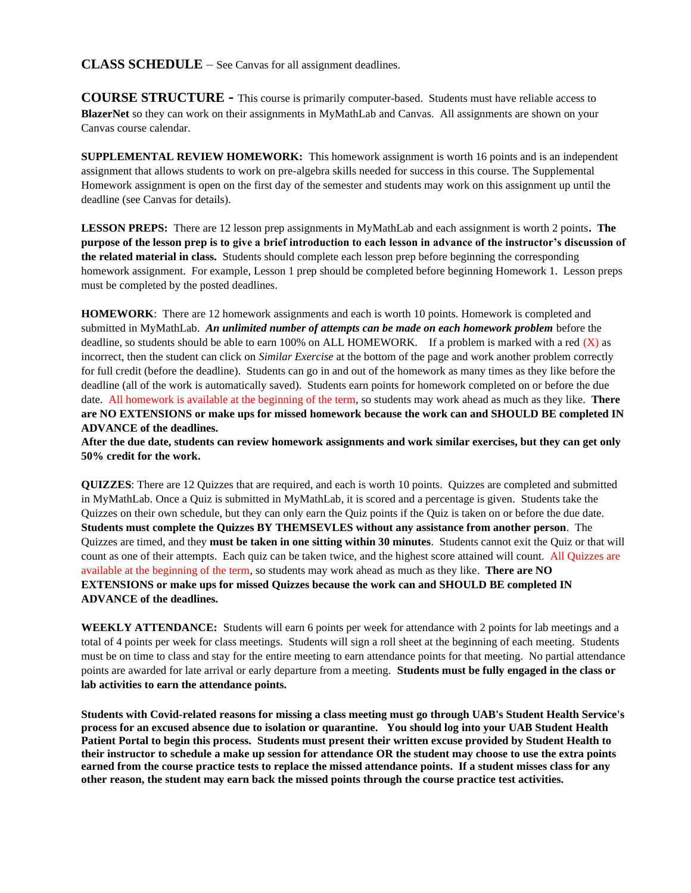**CLASS SCHEDULE** – See Canvas for all assignment deadlines.

**COURSE STRUCTURE -** This course is primarily computer-based. Students must have reliable access to **BlazerNet** so they can work on their assignments in MyMathLab and Canvas. All assignments are shown on your Canvas course calendar.

**SUPPLEMENTAL REVIEW HOMEWORK:** This homework assignment is worth 16 points and is an independent assignment that allows students to work on pre-algebra skills needed for success in this course. The Supplemental Homework assignment is open on the first day of the semester and students may work on this assignment up until the deadline (see Canvas for details).

**LESSON PREPS:** There are 12 lesson prep assignments in MyMathLab and each assignment is worth 2 points**. The purpose of the lesson prep is to give a brief introduction to each lesson in advance of the instructor's discussion of the related material in class.** Students should complete each lesson prep before beginning the corresponding homework assignment. For example, Lesson 1 prep should be completed before beginning Homework 1. Lesson preps must be completed by the posted deadlines.

**HOMEWORK**: There are 12 homework assignments and each is worth 10 points. Homework is completed and submitted in MyMathLab. ***An unlimited number of attempts can be made on each homework problem*** before the deadline, so students should be able to earn 100% on ALL HOMEWORK. If a problem is marked with a red (X) as incorrect, then the student can click on *Similar Exercise* at the bottom of the page and work another problem correctly for full credit (before the deadline). Students can go in and out of the homework as many times as they like before the deadline (all of the work is automatically saved). Students earn points for homework completed on or before the due date. All homework is available at the beginning of the term, so students may work ahead as much as they like. **There are NO EXTENSIONS or make ups for missed homework because the work can and SHOULD BE completed IN ADVANCE of the deadlines.**
**After the due date, students can review homework assignments and work similar exercises, but they can get only 50% credit for the work.**

**QUIZZES**: There are 12 Quizzes that are required, and each is worth 10 points. Quizzes are completed and submitted in MyMathLab. Once a Quiz is submitted in MyMathLab, it is scored and a percentage is given. Students take the Quizzes on their own schedule, but they can only earn the Quiz points if the Quiz is taken on or before the due date. **Students must complete the Quizzes BY THEMSEVLES without any assistance from another person**. The Quizzes are timed, and they **must be taken in one sitting within 30 minutes**. Students cannot exit the Quiz or that will count as one of their attempts. Each quiz can be taken twice, and the highest score attained will count. All Quizzes are available at the beginning of the term, so students may work ahead as much as they like. **There are NO EXTENSIONS or make ups for missed Quizzes because the work can and SHOULD BE completed IN ADVANCE of the deadlines.**

**WEEKLY ATTENDANCE:** Students will earn 6 points per week for attendance with 2 points for lab meetings and a total of 4 points per week for class meetings. Students will sign a roll sheet at the beginning of each meeting. Students must be on time to class and stay for the entire meeting to earn attendance points for that meeting. No partial attendance points are awarded for late arrival or early departure from a meeting. **Students must be fully engaged in the class or lab activities to earn the attendance points.**

**Students with Covid-related reasons for missing a class meeting must go through UAB's Student Health Service's process for an excused absence due to isolation or quarantine. You should log into your UAB Student Health Patient Portal to begin this process. Students must present their written excuse provided by Student Health to their instructor to schedule a make up session for attendance OR the student may choose to use the extra points earned from the course practice tests to replace the missed attendance points. If a student misses class for any other reason, the student may earn back the missed points through the course practice test activities.**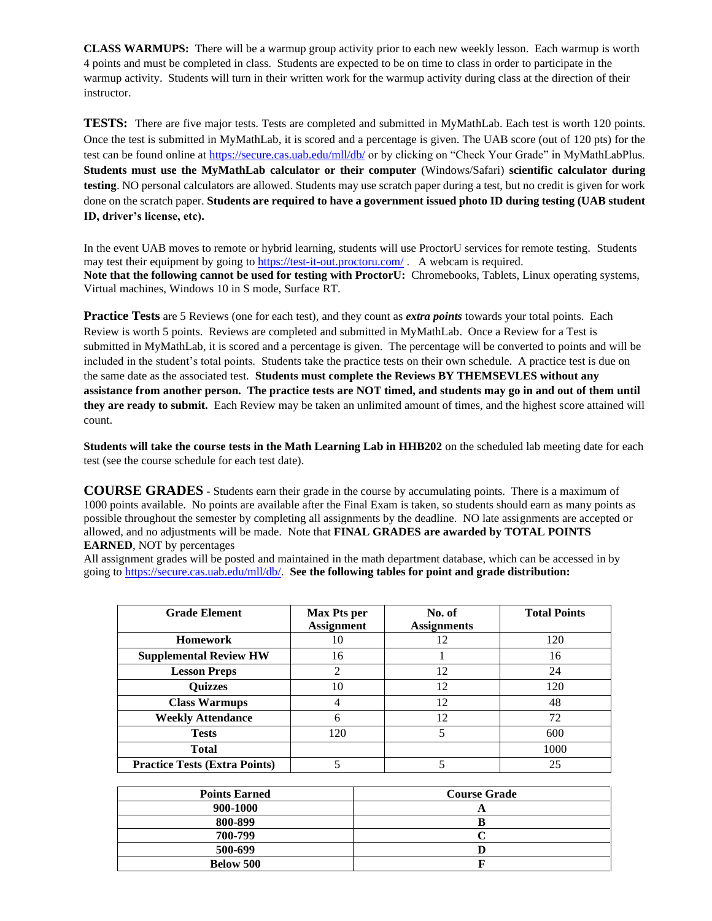**CLASS WARMUPS:** There will be a warmup group activity prior to each new weekly lesson. Each warmup is worth 4 points and must be completed in class. Students are expected to be on time to class in order to participate in the warmup activity. Students will turn in their written work for the warmup activity during class at the direction of their instructor.

**TESTS:** There are five major tests. Tests are completed and submitted in MyMathLab. Each test is worth 120 points. Once the test is submitted in MyMathLab, it is scored and a percentage is given. The UAB score (out of 120 pts) for the test can be found online at https://secure.cas.uab.edu/mll/db/ or by clicking on "Check Your Grade" in MyMathLabPlus. **Students must use the MyMathLab calculator or their computer** (Windows/Safari) **scientific calculator during testing**. NO personal calculators are allowed. Students may use scratch paper during a test, but no credit is given for work done on the scratch paper. **Students are required to have a government issued photo ID during testing (UAB student ID, driver's license, etc).**

In the event UAB moves to remote or hybrid learning, students will use ProctorU services for remote testing. Students may test their equipment by going to https://test-it-out.proctoru.com/ . A webcam is required.
**Note that the following cannot be used for testing with ProctorU:** Chromebooks, Tablets, Linux operating systems, Virtual machines, Windows 10 in S mode, Surface RT.

**Practice Tests** are 5 Reviews (one for each test), and they count as ***extra points*** towards your total points. Each Review is worth 5 points. Reviews are completed and submitted in MyMathLab. Once a Review for a Test is submitted in MyMathLab, it is scored and a percentage is given. The percentage will be converted to points and will be included in the student's total points. Students take the practice tests on their own schedule. A practice test is due on the same date as the associated test. **Students must complete the Reviews BY THEMSEVLES without any assistance from another person. The practice tests are NOT timed, and students may go in and out of them until they are ready to submit.** Each Review may be taken an unlimited amount of times, and the highest score attained will count.

**Students will take the course tests in the Math Learning Lab in HHB202** on the scheduled lab meeting date for each test (see the course schedule for each test date).

**COURSE GRADES** - Students earn their grade in the course by accumulating points. There is a maximum of 1000 points available. No points are available after the Final Exam is taken, so students should earn as many points as possible throughout the semester by completing all assignments by the deadline. NO late assignments are accepted or allowed, and no adjustments will be made. Note that **FINAL GRADES are awarded by TOTAL POINTS EARNED**, NOT by percentages
All assignment grades will be posted and maintained in the math department database, which can be accessed in by going to https://secure.cas.uab.edu/mll/db/. **See the following tables for point and grade distribution:**

| Grade Element | Max Pts per Assignment | No. of Assignments | Total Points |
|---|---|---|---|
| **Homework** | 10 | 12 | 120 |
| **Supplemental Review HW** | 16 | 1 | 16 |
| **Lesson Preps** | 2 | 12 | 24 |
| **Quizzes** | 10 | 12 | 120 |
| **Class Warmups** | 4 | 12 | 48 |
| **Weekly Attendance** | 6 | 12 | 72 |
| **Tests** | 120 | 5 | 600 |
| **Total** | | | 1000 |
| **Practice Tests (Extra Points)** | 5 | 5 | 25 |

| Points Earned | Course Grade |
|---|---|
| **900-1000** | **A** |
| **800-899** | **B** |
| **700-799** | **C** |
| **500-699** | **D** |
| **Below 500** | **F** |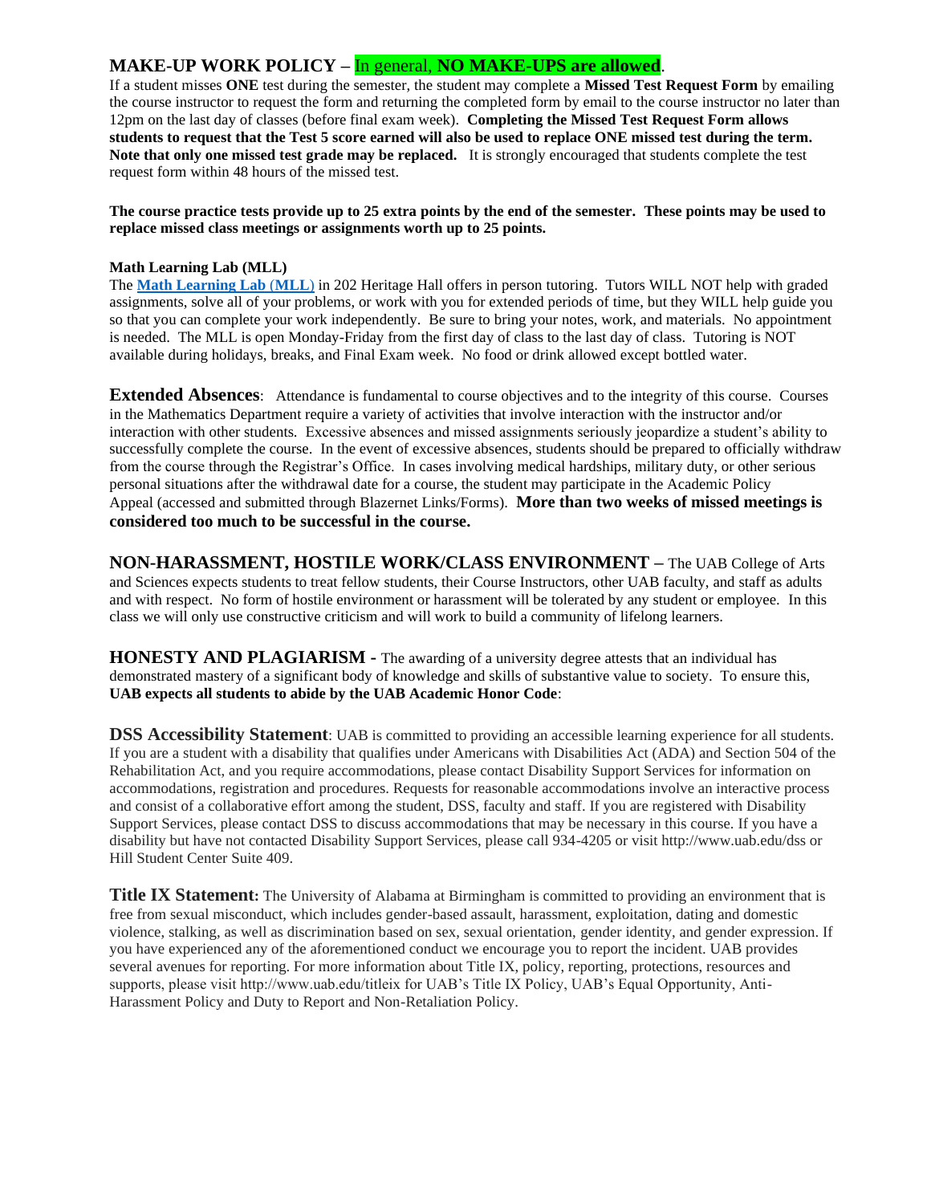## MAKE-UP WORK POLICY – In general, **NO MAKE-UPS are allowed**.

If a student misses **ONE** test during the semester, the student may complete a **Missed Test Request Form** by emailing the course instructor to request the form and returning the completed form by email to the course instructor no later than 12pm on the last day of classes (before final exam week). **Completing the Missed Test Request Form allows students to request that the Test 5 score earned will also be used to replace ONE missed test during the term. Note that only one missed test grade may be replaced.** It is strongly encouraged that students complete the test request form within 48 hours of the missed test.

**The course practice tests provide up to 25 extra points by the end of the semester. These points may be used to replace missed class meetings or assignments worth up to 25 points.**

**Math Learning Lab (MLL)**

The **Math Learning Lab (MLL)** in 202 Heritage Hall offers in person tutoring. Tutors WILL NOT help with graded assignments, solve all of your problems, or work with you for extended periods of time, but they WILL help guide you so that you can complete your work independently. Be sure to bring your notes, work, and materials. No appointment is needed. The MLL is open Monday-Friday from the first day of class to the last day of class. Tutoring is NOT available during holidays, breaks, and Final Exam week. No food or drink allowed except bottled water.

**Extended Absences**: Attendance is fundamental to course objectives and to the integrity of this course. Courses in the Mathematics Department require a variety of activities that involve interaction with the instructor and/or interaction with other students. Excessive absences and missed assignments seriously jeopardize a student's ability to successfully complete the course. In the event of excessive absences, students should be prepared to officially withdraw from the course through the Registrar's Office. In cases involving medical hardships, military duty, or other serious personal situations after the withdrawal date for a course, the student may participate in the Academic Policy Appeal (accessed and submitted through Blazernet Links/Forms). **More than two weeks of missed meetings is considered too much to be successful in the course.**

**NON-HARASSMENT, HOSTILE WORK/CLASS ENVIRONMENT** – The UAB College of Arts and Sciences expects students to treat fellow students, their Course Instructors, other UAB faculty, and staff as adults and with respect. No form of hostile environment or harassment will be tolerated by any student or employee. In this class we will only use constructive criticism and will work to build a community of lifelong learners.

**HONESTY AND PLAGIARISM** - The awarding of a university degree attests that an individual has demonstrated mastery of a significant body of knowledge and skills of substantive value to society. To ensure this, **UAB expects all students to abide by the UAB Academic Honor Code**:

**DSS Accessibility Statement**: UAB is committed to providing an accessible learning experience for all students. If you are a student with a disability that qualifies under Americans with Disabilities Act (ADA) and Section 504 of the Rehabilitation Act, and you require accommodations, please contact Disability Support Services for information on accommodations, registration and procedures. Requests for reasonable accommodations involve an interactive process and consist of a collaborative effort among the student, DSS, faculty and staff. If you are registered with Disability Support Services, please contact DSS to discuss accommodations that may be necessary in this course. If you have a disability but have not contacted Disability Support Services, please call 934-4205 or visit http://www.uab.edu/dss or Hill Student Center Suite 409.

**Title IX Statement:** The University of Alabama at Birmingham is committed to providing an environment that is free from sexual misconduct, which includes gender-based assault, harassment, exploitation, dating and domestic violence, stalking, as well as discrimination based on sex, sexual orientation, gender identity, and gender expression. If you have experienced any of the aforementioned conduct we encourage you to report the incident. UAB provides several avenues for reporting. For more information about Title IX, policy, reporting, protections, resources and supports, please visit http://www.uab.edu/titleix for UAB's Title IX Policy, UAB's Equal Opportunity, Anti-Harassment Policy and Duty to Report and Non-Retaliation Policy.